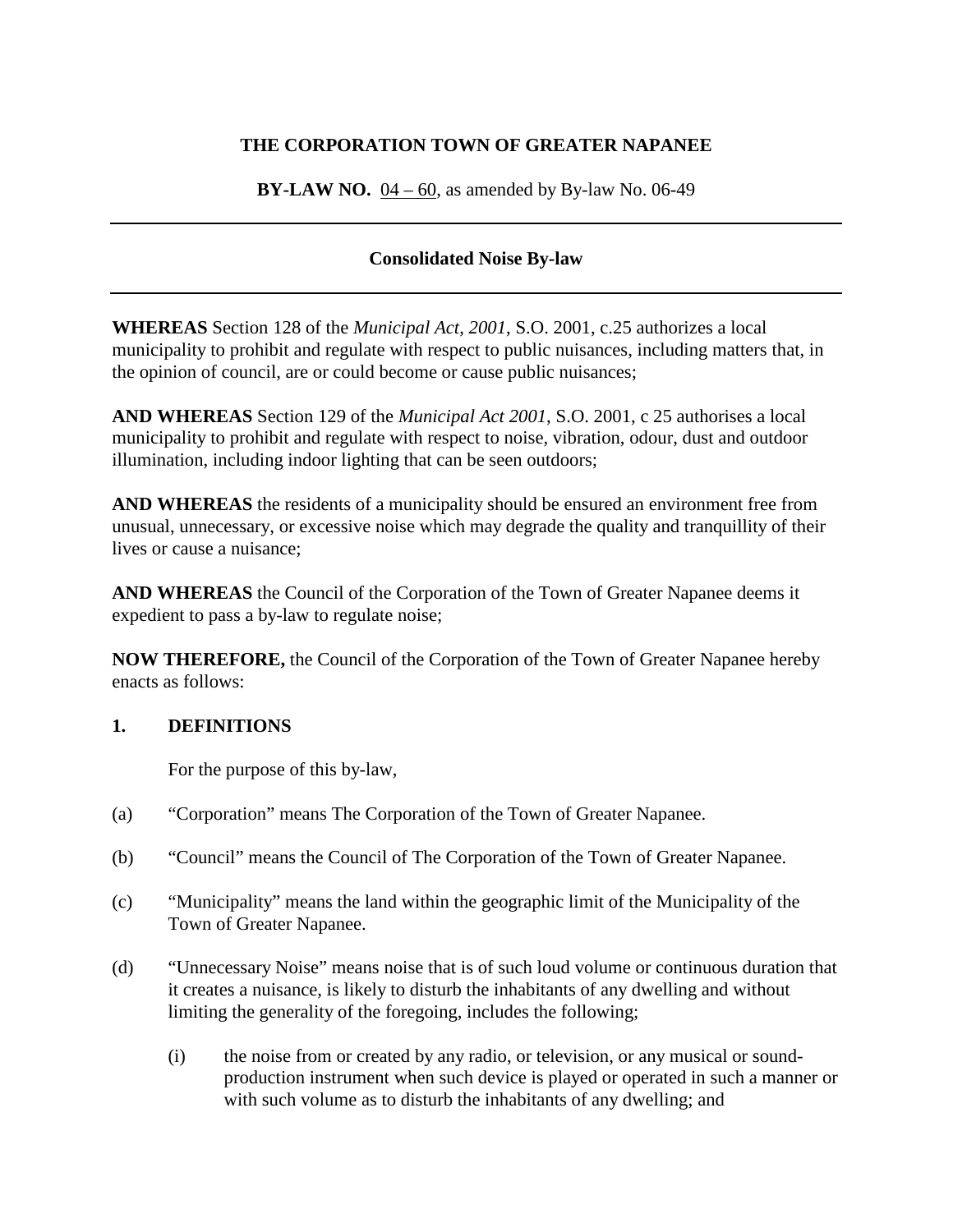**THE CORPORATION TOWN OF GREATER NAPANEE**

**BY-LAW NO.** 04 – 60, as amended by By-law No. 06-49

---

**Consolidated Noise By-law**

---

**WHEREAS** Section 128 of the *Municipal Act, 2001*, S.O. 2001, c.25 authorizes a local municipality to prohibit and regulate with respect to public nuisances, including matters that, in the opinion of council, are or could become or cause public nuisances;

**AND WHEREAS** Section 129 of the *Municipal Act 2001*, S.O. 2001, c 25 authorises a local municipality to prohibit and regulate with respect to noise, vibration, odour, dust and outdoor illumination, including indoor lighting that can be seen outdoors;

**AND WHEREAS** the residents of a municipality should be ensured an environment free from unusual, unnecessary, or excessive noise which may degrade the quality and tranquillity of their lives or cause a nuisance;

**AND WHEREAS** the Council of the Corporation of the Town of Greater Napanee deems it expedient to pass a by-law to regulate noise;

**NOW THEREFORE,** the Council of the Corporation of the Town of Greater Napanee hereby enacts as follows:

## 1. DEFINITIONS

For the purpose of this by-law,

(a) "Corporation" means The Corporation of the Town of Greater Napanee.

(b) "Council" means the Council of The Corporation of the Town of Greater Napanee.

(c) "Municipality" means the land within the geographic limit of the Municipality of the Town of Greater Napanee.

(d) "Unnecessary Noise" means noise that is of such loud volume or continuous duration that it creates a nuisance, is likely to disturb the inhabitants of any dwelling and without limiting the generality of the foregoing, includes the following;

(i) the noise from or created by any radio, or television, or any musical or sound-production instrument when such device is played or operated in such a manner or with such volume as to disturb the inhabitants of any dwelling; and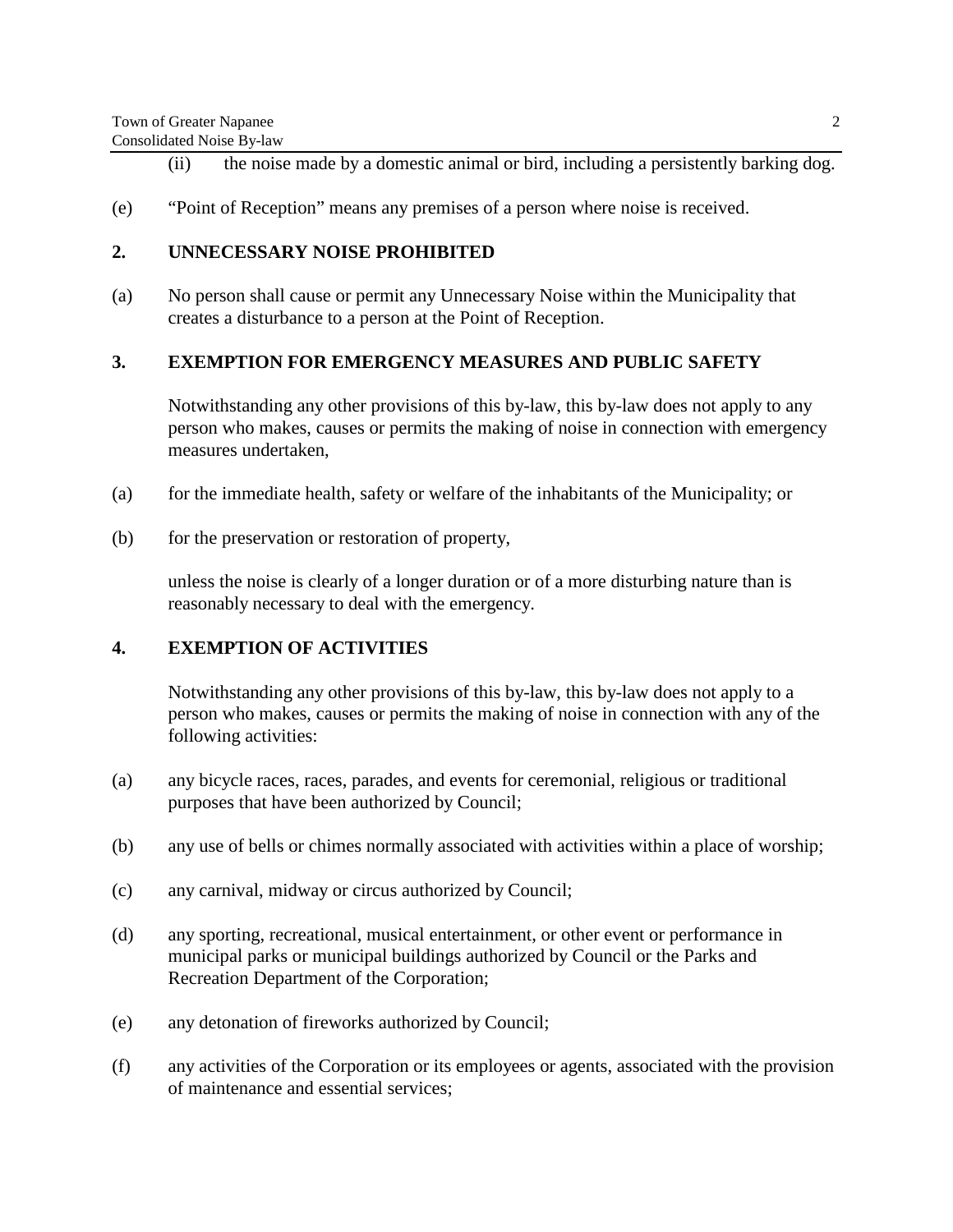(ii) the noise made by a domestic animal or bird, including a persistently barking dog.

(e) "Point of Reception" means any premises of a person where noise is received.

## 2. UNNECESSARY NOISE PROHIBITED

(a) No person shall cause or permit any Unnecessary Noise within the Municipality that creates a disturbance to a person at the Point of Reception.

## 3. EXEMPTION FOR EMERGENCY MEASURES AND PUBLIC SAFETY

Notwithstanding any other provisions of this by-law, this by-law does not apply to any person who makes, causes or permits the making of noise in connection with emergency measures undertaken,

(a) for the immediate health, safety or welfare of the inhabitants of the Municipality; or

(b) for the preservation or restoration of property,

unless the noise is clearly of a longer duration or of a more disturbing nature than is reasonably necessary to deal with the emergency.

## 4. EXEMPTION OF ACTIVITIES

Notwithstanding any other provisions of this by-law, this by-law does not apply to a person who makes, causes or permits the making of noise in connection with any of the following activities:

(a) any bicycle races, races, parades, and events for ceremonial, religious or traditional purposes that have been authorized by Council;

(b) any use of bells or chimes normally associated with activities within a place of worship;

(c) any carnival, midway or circus authorized by Council;

(d) any sporting, recreational, musical entertainment, or other event or performance in municipal parks or municipal buildings authorized by Council or the Parks and Recreation Department of the Corporation;

(e) any detonation of fireworks authorized by Council;

(f) any activities of the Corporation or its employees or agents, associated with the provision of maintenance and essential services;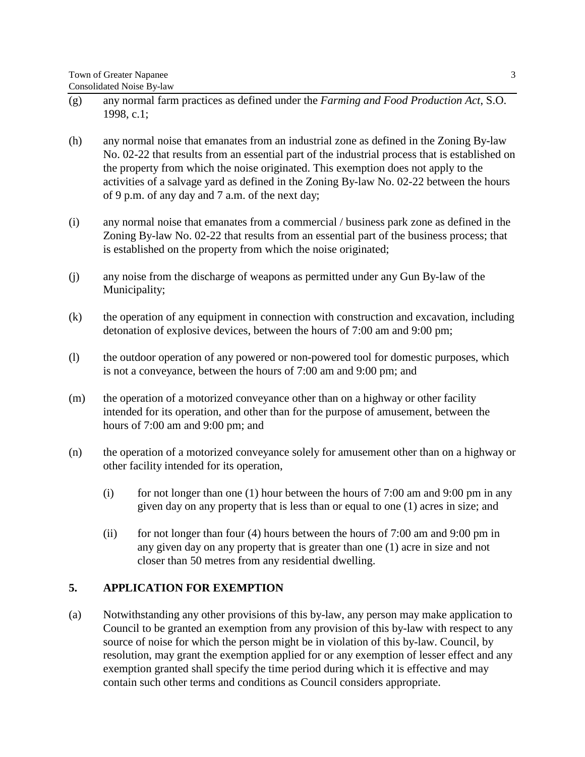(g) any normal farm practices as defined under the *Farming and Food Production Act*, S.O. 1998, c.1;

(h) any normal noise that emanates from an industrial zone as defined in the Zoning By-law No. 02-22 that results from an essential part of the industrial process that is established on the property from which the noise originated. This exemption does not apply to the activities of a salvage yard as defined in the Zoning By-law No. 02-22 between the hours of 9 p.m. of any day and 7 a.m. of the next day;

(i) any normal noise that emanates from a commercial / business park zone as defined in the Zoning By-law No. 02-22 that results from an essential part of the business process; that is established on the property from which the noise originated;

(j) any noise from the discharge of weapons as permitted under any Gun By-law of the Municipality;

(k) the operation of any equipment in connection with construction and excavation, including detonation of explosive devices, between the hours of 7:00 am and 9:00 pm;

(l) the outdoor operation of any powered or non-powered tool for domestic purposes, which is not a conveyance, between the hours of 7:00 am and 9:00 pm; and

(m) the operation of a motorized conveyance other than on a highway or other facility intended for its operation, and other than for the purpose of amusement, between the hours of 7:00 am and 9:00 pm; and

(n) the operation of a motorized conveyance solely for amusement other than on a highway or other facility intended for its operation,

    (i) for not longer than one (1) hour between the hours of 7:00 am and 9:00 pm in any given day on any property that is less than or equal to one (1) acres in size; and

    (ii) for not longer than four (4) hours between the hours of 7:00 am and 9:00 pm in any given day on any property that is greater than one (1) acre in size and not closer than 50 metres from any residential dwelling.

## 5. APPLICATION FOR EXEMPTION

(a) Notwithstanding any other provisions of this by-law, any person may make application to Council to be granted an exemption from any provision of this by-law with respect to any source of noise for which the person might be in violation of this by-law. Council, by resolution, may grant the exemption applied for or any exemption of lesser effect and any exemption granted shall specify the time period during which it is effective and may contain such other terms and conditions as Council considers appropriate.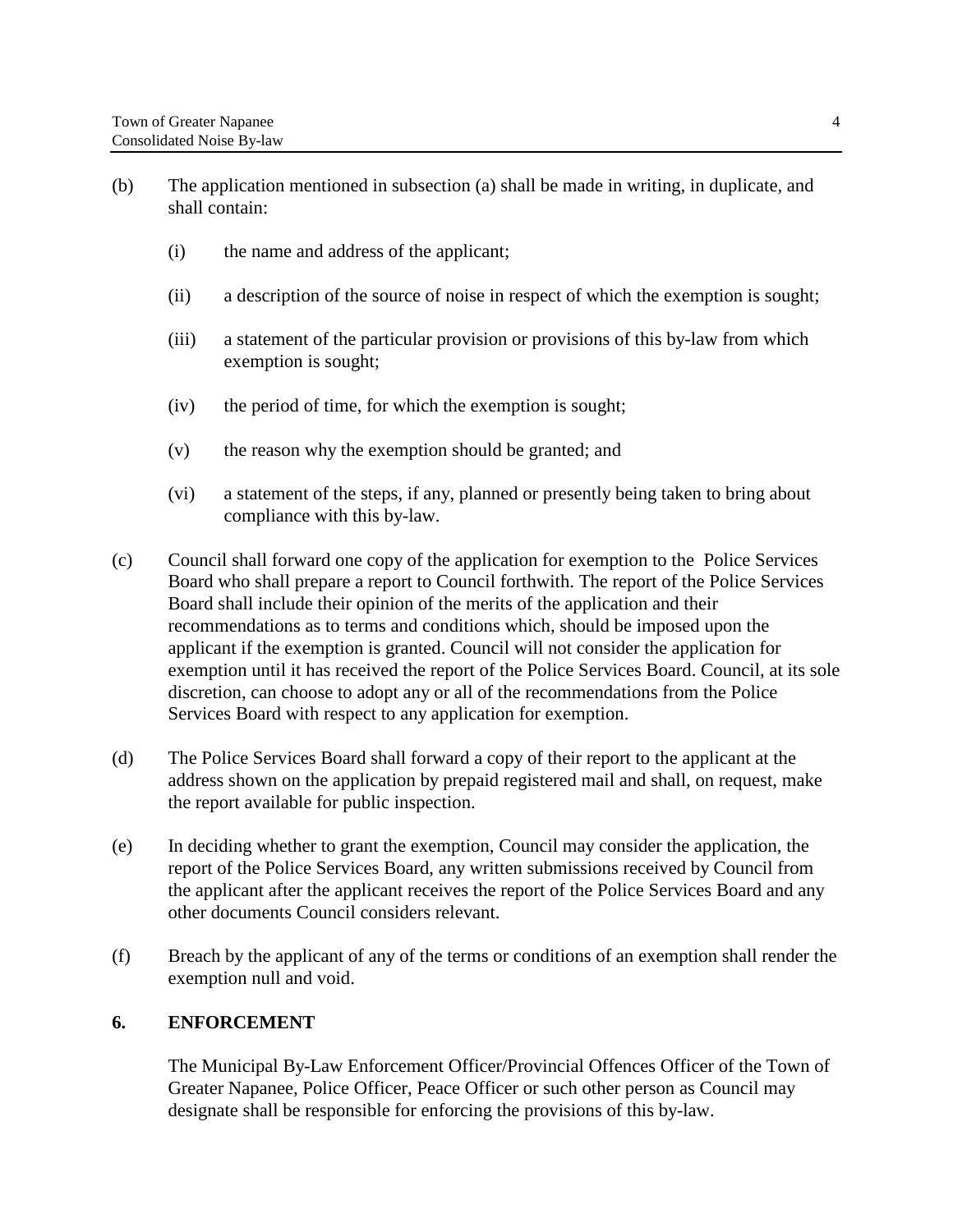(b) The application mentioned in subsection (a) shall be made in writing, in duplicate, and shall contain:

(i) the name and address of the applicant;

(ii) a description of the source of noise in respect of which the exemption is sought;

(iii) a statement of the particular provision or provisions of this by-law from which exemption is sought;

(iv) the period of time, for which the exemption is sought;

(v) the reason why the exemption should be granted; and

(vi) a statement of the steps, if any, planned or presently being taken to bring about compliance with this by-law.

(c) Council shall forward one copy of the application for exemption to the Police Services Board who shall prepare a report to Council forthwith. The report of the Police Services Board shall include their opinion of the merits of the application and their recommendations as to terms and conditions which, should be imposed upon the applicant if the exemption is granted. Council will not consider the application for exemption until it has received the report of the Police Services Board. Council, at its sole discretion, can choose to adopt any or all of the recommendations from the Police Services Board with respect to any application for exemption.

(d) The Police Services Board shall forward a copy of their report to the applicant at the address shown on the application by prepaid registered mail and shall, on request, make the report available for public inspection.

(e) In deciding whether to grant the exemption, Council may consider the application, the report of the Police Services Board, any written submissions received by Council from the applicant after the applicant receives the report of the Police Services Board and any other documents Council considers relevant.

(f) Breach by the applicant of any of the terms or conditions of an exemption shall render the exemption null and void.

## 6. ENFORCEMENT

The Municipal By-Law Enforcement Officer/Provincial Offences Officer of the Town of Greater Napanee, Police Officer, Peace Officer or such other person as Council may designate shall be responsible for enforcing the provisions of this by-law.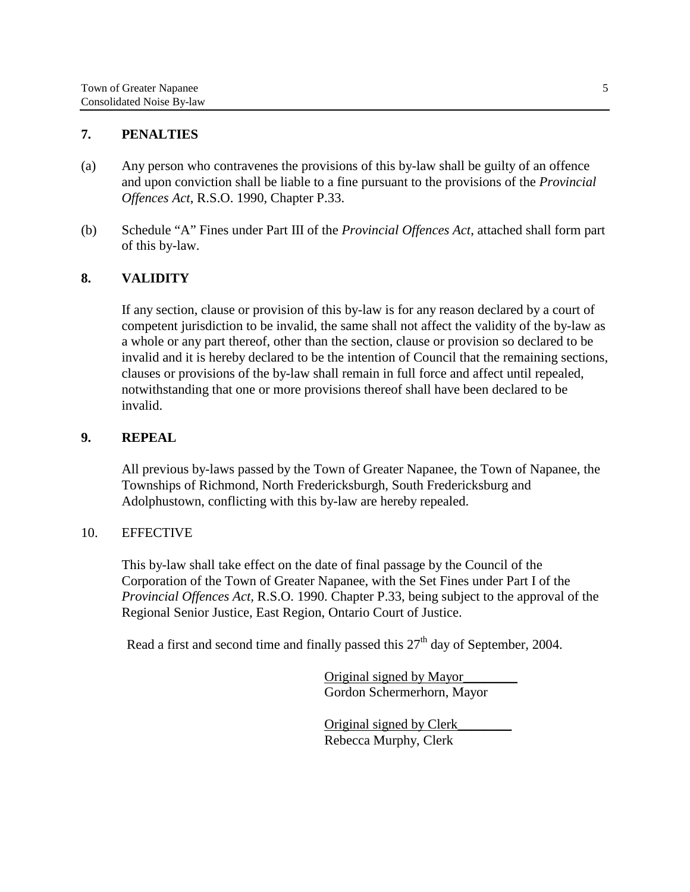## 7. PENALTIES

(a) Any person who contravenes the provisions of this by-law shall be guilty of an offence and upon conviction shall be liable to a fine pursuant to the provisions of the *Provincial Offences Act*, R.S.O. 1990, Chapter P.33.

(b) Schedule "A" Fines under Part III of the *Provincial Offences Act*, attached shall form part of this by-law.

## 8. VALIDITY

If any section, clause or provision of this by-law is for any reason declared by a court of competent jurisdiction to be invalid, the same shall not affect the validity of the by-law as a whole or any part thereof, other than the section, clause or provision so declared to be invalid and it is hereby declared to be the intention of Council that the remaining sections, clauses or provisions of the by-law shall remain in full force and affect until repealed, notwithstanding that one or more provisions thereof shall have been declared to be invalid.

## 9. REPEAL

All previous by-laws passed by the Town of Greater Napanee, the Town of Napanee, the Townships of Richmond, North Fredericksburgh, South Fredericksburg and Adolphustown, conflicting with this by-law are hereby repealed.

## 10. EFFECTIVE

This by-law shall take effect on the date of final passage by the Council of the Corporation of the Town of Greater Napanee, with the Set Fines under Part I of the *Provincial Offences Act*, R.S.O. 1990. Chapter P.33, being subject to the approval of the Regional Senior Justice, East Region, Ontario Court of Justice.

Read a first and second time and finally passed this 27th day of September, 2004.

Original signed by Mayor________
Gordon Schermerhorn, Mayor

Original signed by Clerk________
Rebecca Murphy, Clerk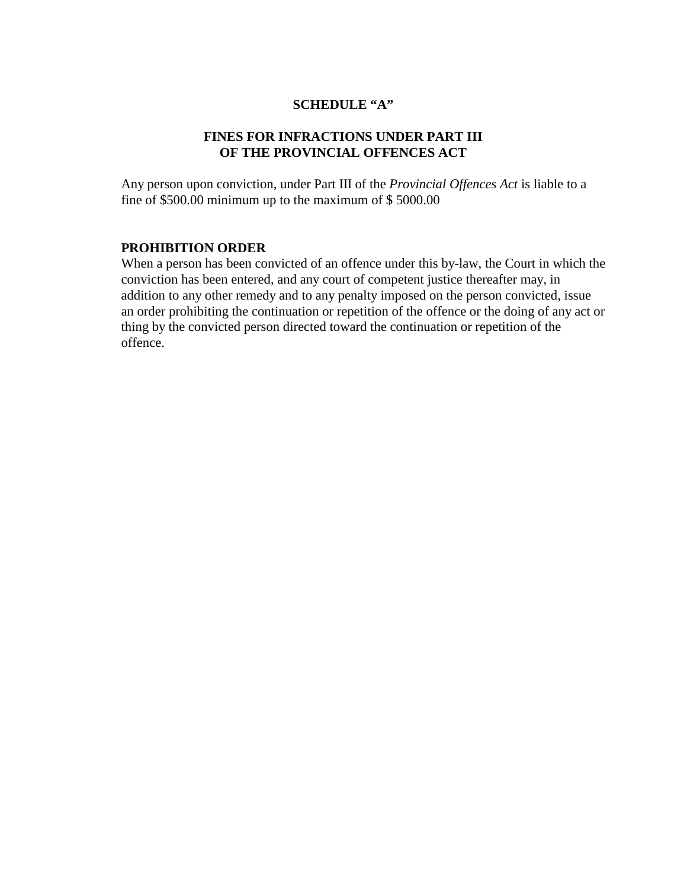**SCHEDULE “A”**

**FINES FOR INFRACTIONS UNDER PART III OF THE PROVINCIAL OFFENCES ACT**

Any person upon conviction, under Part III of the *Provincial Offences Act* is liable to a fine of $500.00 minimum up to the maximum of $ 5000.00

**PROHIBITION ORDER**

When a person has been convicted of an offence under this by-law, the Court in which the conviction has been entered, and any court of competent justice thereafter may, in addition to any other remedy and to any penalty imposed on the person convicted, issue an order prohibiting the continuation or repetition of the offence or the doing of any act or thing by the convicted person directed toward the continuation or repetition of the offence.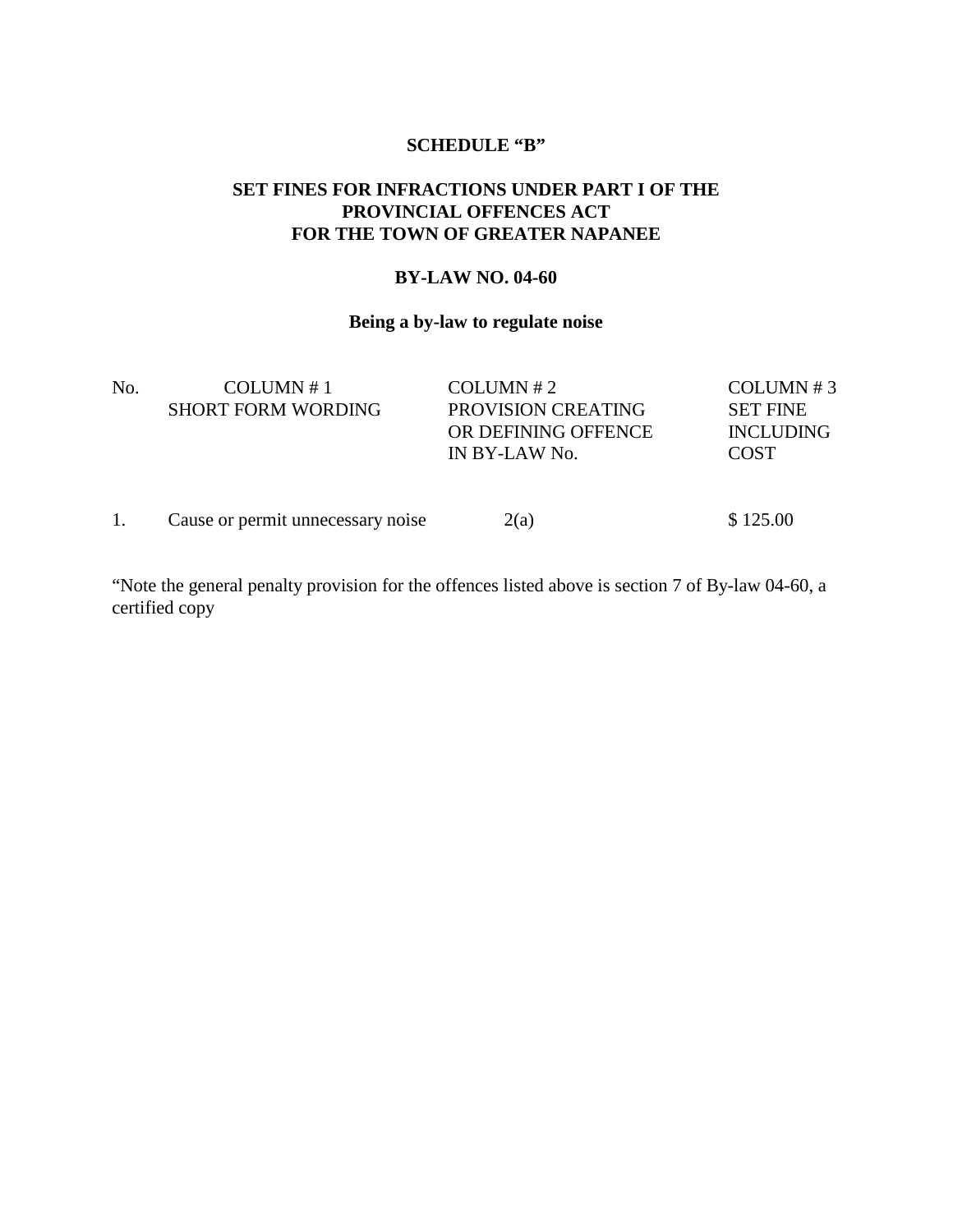**SCHEDULE "B"**

**SET FINES FOR INFRACTIONS UNDER PART I OF THE PROVINCIAL OFFENCES ACT FOR THE TOWN OF GREATER NAPANEE**

**BY-LAW NO. 04-60**

**Being a by-law to regulate noise**

| No. | COLUMN # 1<br>SHORT FORM WORDING | COLUMN # 2<br>PROVISION CREATING OR DEFINING OFFENCE IN BY-LAW No. | COLUMN # 3<br>SET FINE INCLUDING COST |
|---|---|---|---|
| 1. | Cause or permit unnecessary noise | 2(a) | $ 125.00 |

"Note the general penalty provision for the offences listed above is section 7 of By-law 04-60, a certified copy